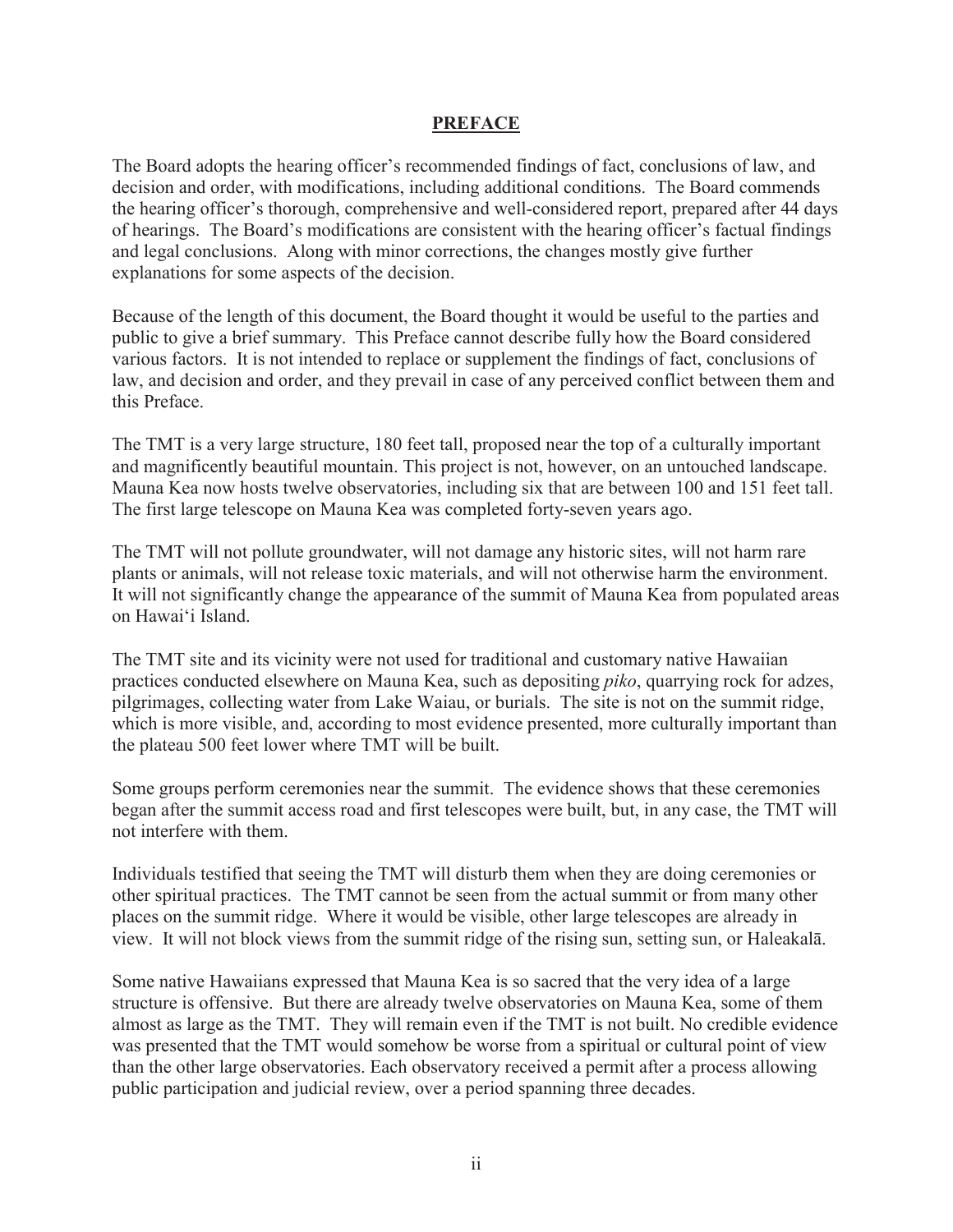## PREFACE

The Board adopts the hearing officer's recommended findings of fact, conclusions of law, and decision and order, with modifications, including additional conditions. The Board commends the hearing officer's thorough, comprehensive and well-considered report, prepared after 44 days of hearings. The Board's modifications are consistent with the hearing officer's factual findings and legal conclusions. Along with minor corrections, the changes mostly give further explanations for some aspects of the decision.

Because of the length of this document, the Board thought it would be useful to the parties and public to give a brief summary. This Preface cannot describe fully how the Board considered various factors. It is not intended to replace or supplement the findings of fact, conclusions of law, and decision and order, and they prevail in case of any perceived conflict between them and this Preface.

The TMT is a very large structure, 180 feet tall, proposed near the top of a culturally important and magnificently beautiful mountain. This project is not, however, on an untouched landscape. Mauna Kea now hosts twelve observatories, including six that are between 100 and 151 feet tall. The first large telescope on Mauna Kea was completed forty-seven years ago.

The TMT will not pollute groundwater, will not damage any historic sites, will not harm rare plants or animals, will not release toxic materials, and will not otherwise harm the environment. It will not significantly change the appearance of the summit of Mauna Kea from populated areas on Hawaiʻi Island.

The TMT site and its vicinity were not used for traditional and customary native Hawaiian practices conducted elsewhere on Mauna Kea, such as depositing *piko*, quarrying rock for adzes, pilgrimages, collecting water from Lake Waiau, or burials. The site is not on the summit ridge, which is more visible, and, according to most evidence presented, more culturally important than the plateau 500 feet lower where TMT will be built.

Some groups perform ceremonies near the summit. The evidence shows that these ceremonies began after the summit access road and first telescopes were built, but, in any case, the TMT will not interfere with them.

Individuals testified that seeing the TMT will disturb them when they are doing ceremonies or other spiritual practices. The TMT cannot be seen from the actual summit or from many other places on the summit ridge. Where it would be visible, other large telescopes are already in view. It will not block views from the summit ridge of the rising sun, setting sun, or Haleakalā.

Some native Hawaiians expressed that Mauna Kea is so sacred that the very idea of a large structure is offensive. But there are already twelve observatories on Mauna Kea, some of them almost as large as the TMT. They will remain even if the TMT is not built. No credible evidence was presented that the TMT would somehow be worse from a spiritual or cultural point of view than the other large observatories. Each observatory received a permit after a process allowing public participation and judicial review, over a period spanning three decades.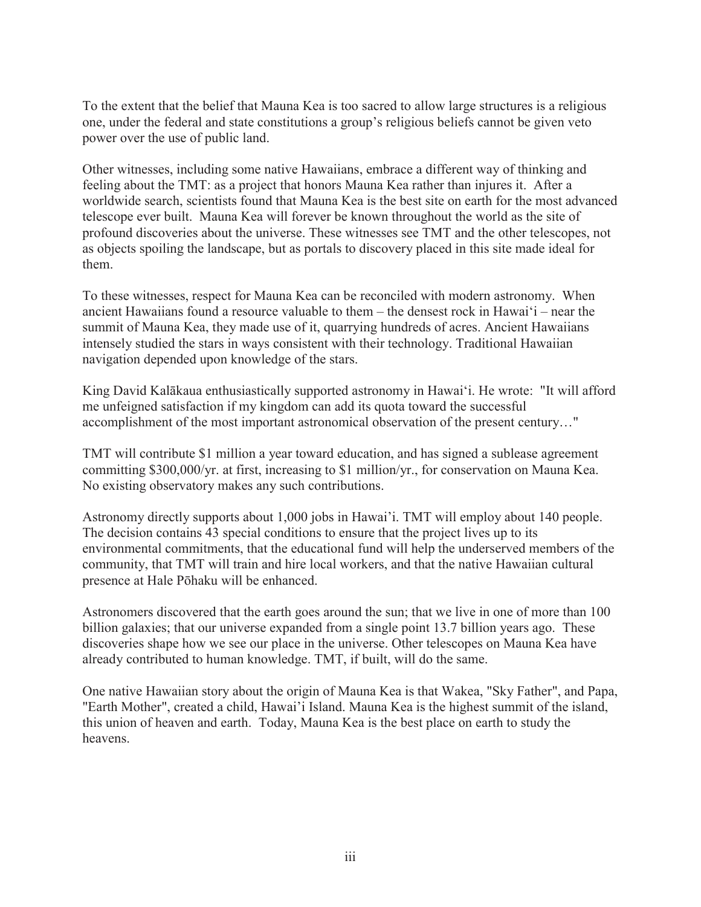To the extent that the belief that Mauna Kea is too sacred to allow large structures is a religious one, under the federal and state constitutions a group's religious beliefs cannot be given veto power over the use of public land.

Other witnesses, including some native Hawaiians, embrace a different way of thinking and feeling about the TMT: as a project that honors Mauna Kea rather than injures it. After a worldwide search, scientists found that Mauna Kea is the best site on earth for the most advanced telescope ever built. Mauna Kea will forever be known throughout the world as the site of profound discoveries about the universe. These witnesses see TMT and the other telescopes, not as objects spoiling the landscape, but as portals to discovery placed in this site made ideal for them.

To these witnesses, respect for Mauna Kea can be reconciled with modern astronomy. When ancient Hawaiians found a resource valuable to them – the densest rock in Hawaiʻi – near the summit of Mauna Kea, they made use of it, quarrying hundreds of acres. Ancient Hawaiians intensely studied the stars in ways consistent with their technology. Traditional Hawaiian navigation depended upon knowledge of the stars.

King David Kalākaua enthusiastically supported astronomy in Hawaiʻi. He wrote: "It will afford me unfeigned satisfaction if my kingdom can add its quota toward the successful accomplishment of the most important astronomical observation of the present century…"

TMT will contribute $1 million a year toward education, and has signed a sublease agreement committing $300,000/yr. at first, increasing to $1 million/yr., for conservation on Mauna Kea. No existing observatory makes any such contributions.

Astronomy directly supports about 1,000 jobs in Hawai'i. TMT will employ about 140 people. The decision contains 43 special conditions to ensure that the project lives up to its environmental commitments, that the educational fund will help the underserved members of the community, that TMT will train and hire local workers, and that the native Hawaiian cultural presence at Hale Pōhaku will be enhanced.

Astronomers discovered that the earth goes around the sun; that we live in one of more than 100 billion galaxies; that our universe expanded from a single point 13.7 billion years ago. These discoveries shape how we see our place in the universe. Other telescopes on Mauna Kea have already contributed to human knowledge. TMT, if built, will do the same.

One native Hawaiian story about the origin of Mauna Kea is that Wakea, "Sky Father", and Papa, "Earth Mother", created a child, Hawai'i Island. Mauna Kea is the highest summit of the island, this union of heaven and earth. Today, Mauna Kea is the best place on earth to study the heavens.